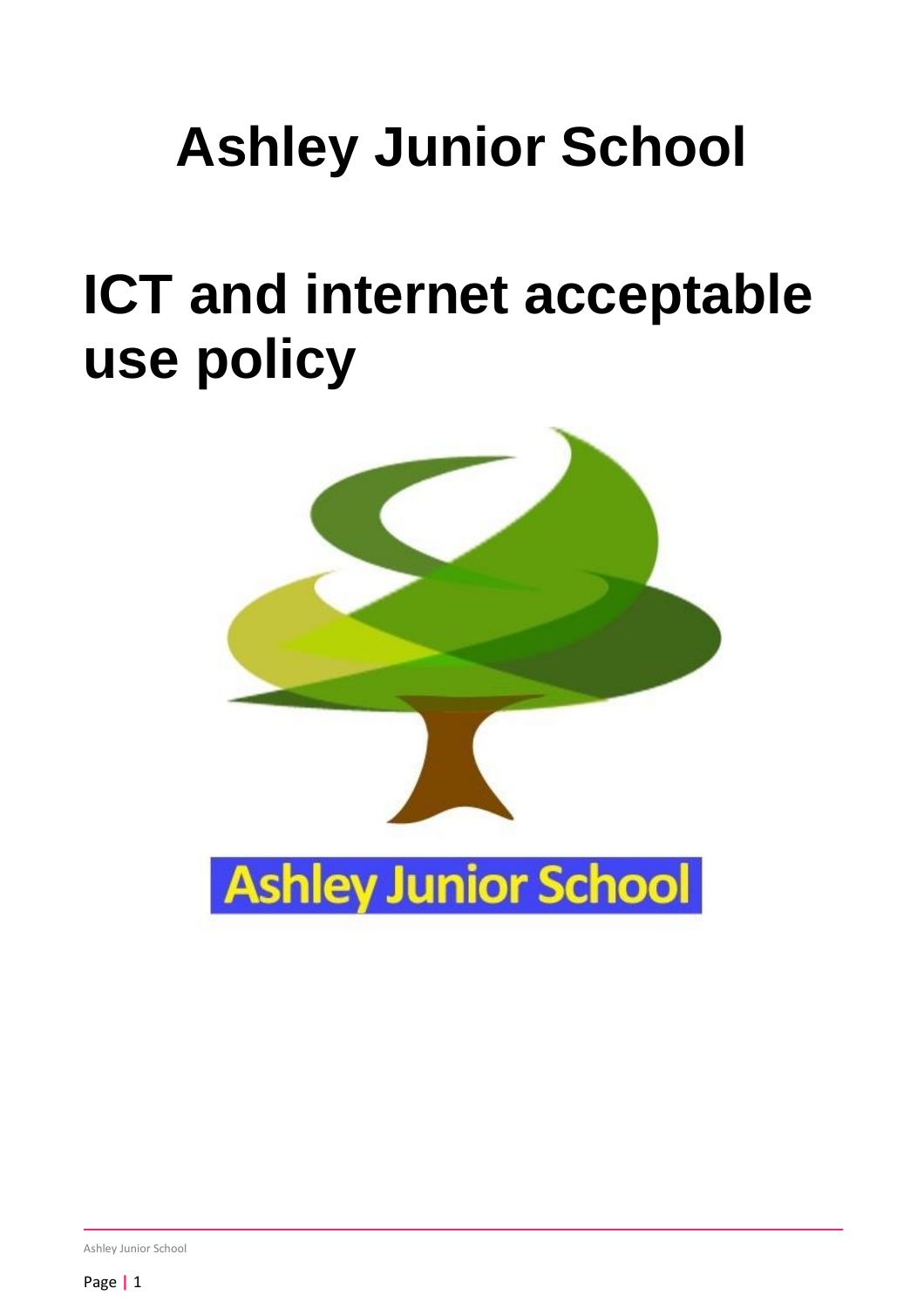# Ashley Junior School

# ICT and internet acceptable use policy

Ashley Junior School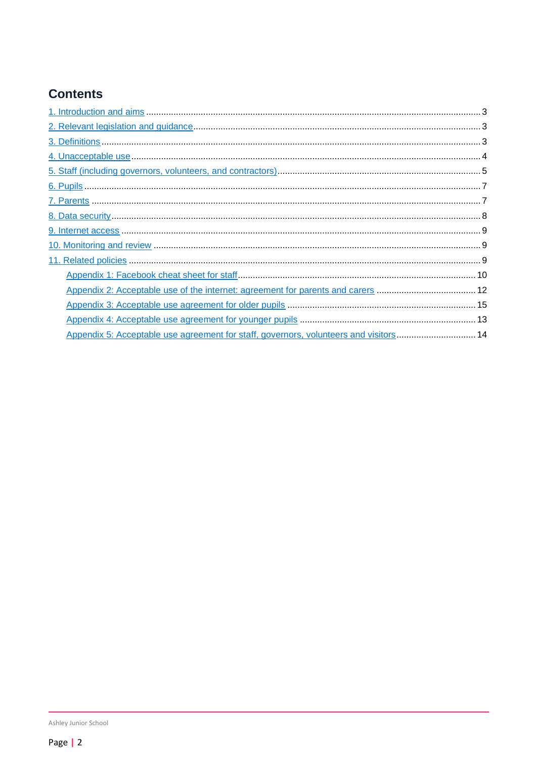## Contents

1. Introduction and aims ........ 3
2. Relevant legislation and guidance ........ 3
3. Definitions ........ 3
4. Unacceptable use ........ 4
5. Staff (including governors, volunteers, and contractors) ........ 5
6. Pupils ........ 7
7. Parents ........ 7
8. Data security ........ 8
9. Internet access ........ 9
10. Monitoring and review ........ 9
11. Related policies ........ 9

- Appendix 1: Facebook cheat sheet for staff ........ 10
- Appendix 2: Acceptable use of the internet: agreement for parents and carers ........ 12
- Appendix 3: Acceptable use agreement for older pupils ........ 15
- Appendix 4: Acceptable use agreement for younger pupils ........ 13
- Appendix 5: Acceptable use agreement for staff, governors, volunteers and visitors ........ 14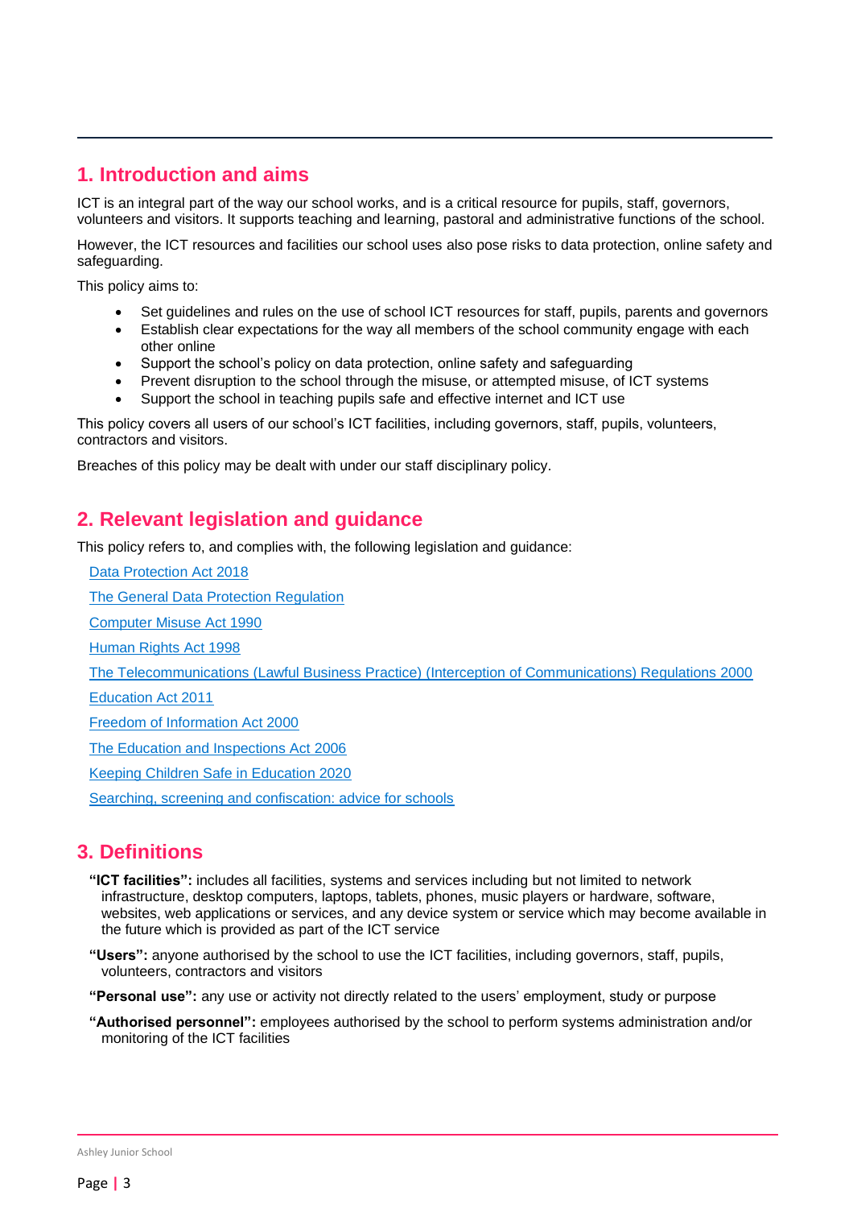## 1. Introduction and aims

ICT is an integral part of the way our school works, and is a critical resource for pupils, staff, governors, volunteers and visitors. It supports teaching and learning, pastoral and administrative functions of the school.

However, the ICT resources and facilities our school uses also pose risks to data protection, online safety and safeguarding.

This policy aims to:

- Set guidelines and rules on the use of school ICT resources for staff, pupils, parents and governors
- Establish clear expectations for the way all members of the school community engage with each other online
- Support the school's policy on data protection, online safety and safeguarding
- Prevent disruption to the school through the misuse, or attempted misuse, of ICT systems
- Support the school in teaching pupils safe and effective internet and ICT use

This policy covers all users of our school's ICT facilities, including governors, staff, pupils, volunteers, contractors and visitors.

Breaches of this policy may be dealt with under our staff disciplinary policy.

## 2. Relevant legislation and guidance

This policy refers to, and complies with, the following legislation and guidance:

Data Protection Act 2018

The General Data Protection Regulation

Computer Misuse Act 1990

Human Rights Act 1998

The Telecommunications (Lawful Business Practice) (Interception of Communications) Regulations 2000

Education Act 2011

Freedom of Information Act 2000

The Education and Inspections Act 2006

Keeping Children Safe in Education 2020

Searching, screening and confiscation: advice for schools

## 3. Definitions

**"ICT facilities":** includes all facilities, systems and services including but not limited to network infrastructure, desktop computers, laptops, tablets, phones, music players or hardware, software, websites, web applications or services, and any device system or service which may become available in the future which is provided as part of the ICT service

**"Users":** anyone authorised by the school to use the ICT facilities, including governors, staff, pupils, volunteers, contractors and visitors

**"Personal use":** any use or activity not directly related to the users' employment, study or purpose

**"Authorised personnel":** employees authorised by the school to perform systems administration and/or monitoring of the ICT facilities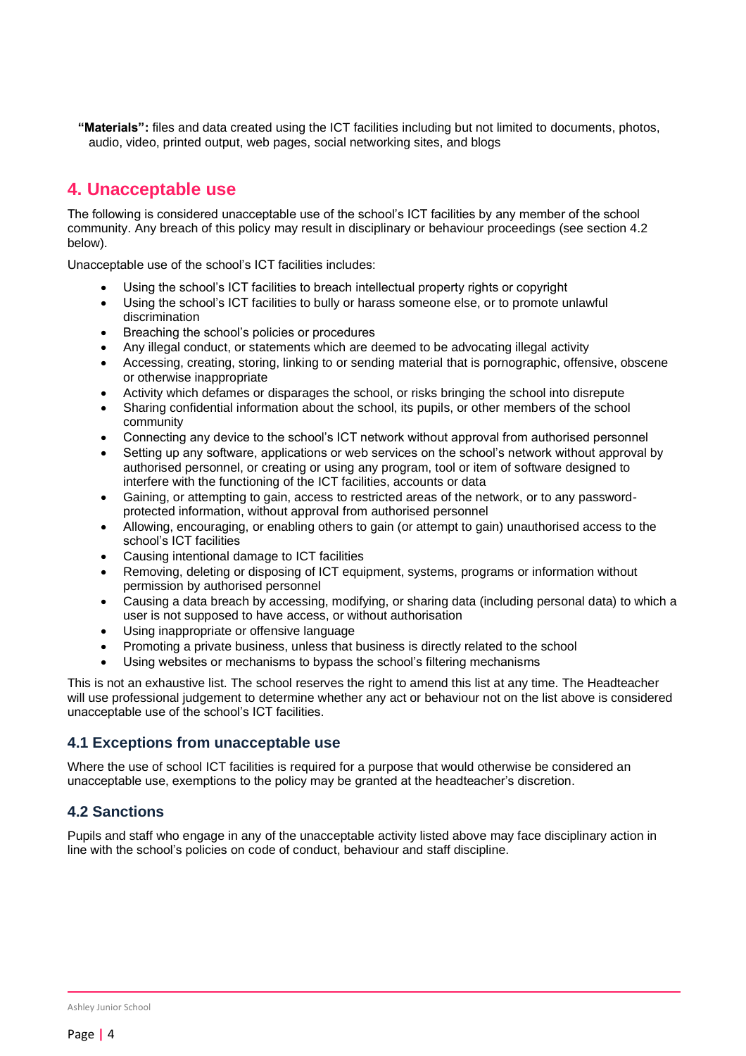**"Materials":** files and data created using the ICT facilities including but not limited to documents, photos, audio, video, printed output, web pages, social networking sites, and blogs

## 4. Unacceptable use

The following is considered unacceptable use of the school's ICT facilities by any member of the school community. Any breach of this policy may result in disciplinary or behaviour proceedings (see section 4.2 below).

Unacceptable use of the school's ICT facilities includes:

- Using the school's ICT facilities to breach intellectual property rights or copyright
- Using the school's ICT facilities to bully or harass someone else, or to promote unlawful discrimination
- Breaching the school's policies or procedures
- Any illegal conduct, or statements which are deemed to be advocating illegal activity
- Accessing, creating, storing, linking to or sending material that is pornographic, offensive, obscene or otherwise inappropriate
- Activity which defames or disparages the school, or risks bringing the school into disrepute
- Sharing confidential information about the school, its pupils, or other members of the school community
- Connecting any device to the school's ICT network without approval from authorised personnel
- Setting up any software, applications or web services on the school's network without approval by authorised personnel, or creating or using any program, tool or item of software designed to interfere with the functioning of the ICT facilities, accounts or data
- Gaining, or attempting to gain, access to restricted areas of the network, or to any password-protected information, without approval from authorised personnel
- Allowing, encouraging, or enabling others to gain (or attempt to gain) unauthorised access to the school's ICT facilities
- Causing intentional damage to ICT facilities
- Removing, deleting or disposing of ICT equipment, systems, programs or information without permission by authorised personnel
- Causing a data breach by accessing, modifying, or sharing data (including personal data) to which a user is not supposed to have access, or without authorisation
- Using inappropriate or offensive language
- Promoting a private business, unless that business is directly related to the school
- Using websites or mechanisms to bypass the school's filtering mechanisms

This is not an exhaustive list. The school reserves the right to amend this list at any time. The Headteacher will use professional judgement to determine whether any act or behaviour not on the list above is considered unacceptable use of the school's ICT facilities.

### 4.1 Exceptions from unacceptable use

Where the use of school ICT facilities is required for a purpose that would otherwise be considered an unacceptable use, exemptions to the policy may be granted at the headteacher's discretion.

### 4.2 Sanctions

Pupils and staff who engage in any of the unacceptable activity listed above may face disciplinary action in line with the school's policies on code of conduct, behaviour and staff discipline.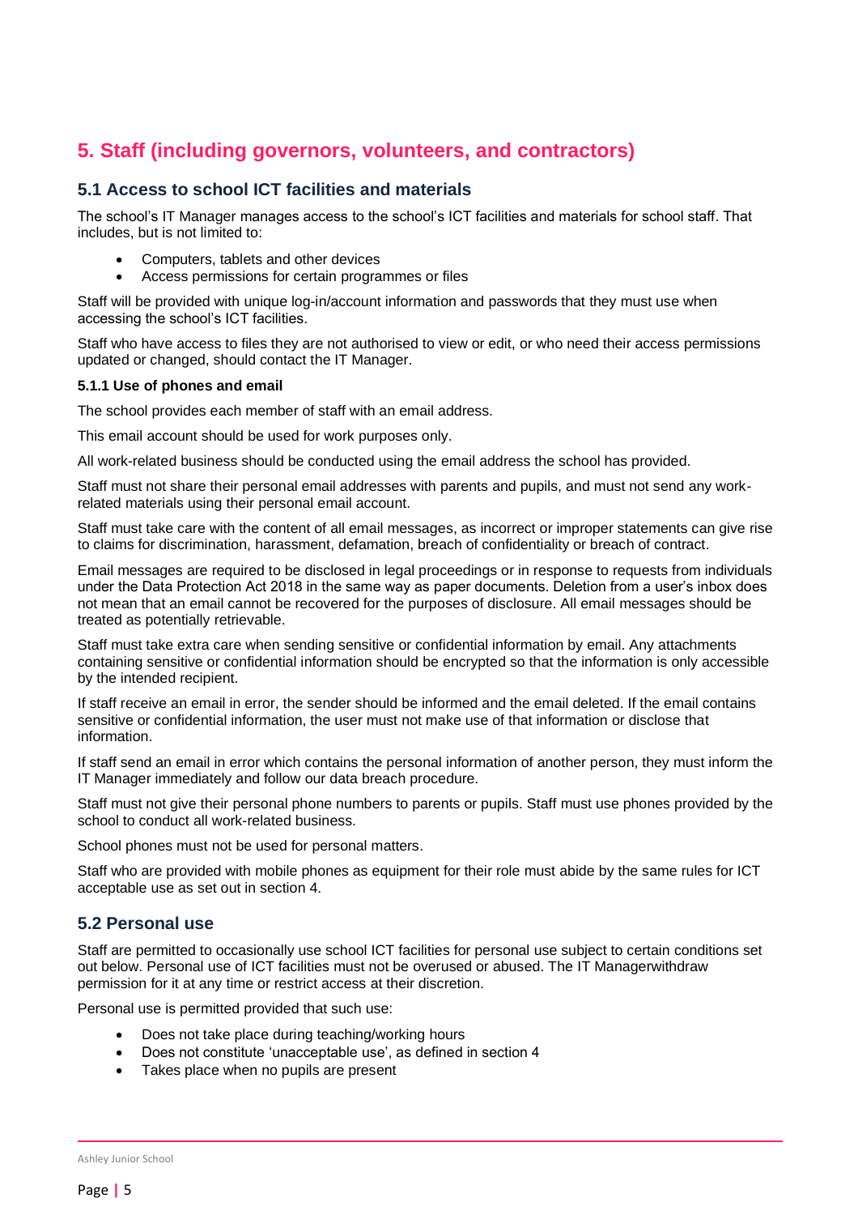# 5. Staff (including governors, volunteers, and contractors)

## 5.1 Access to school ICT facilities and materials

The school's IT Manager manages access to the school's ICT facilities and materials for school staff. That includes, but is not limited to:

- Computers, tablets and other devices
- Access permissions for certain programmes or files

Staff will be provided with unique log-in/account information and passwords that they must use when accessing the school's ICT facilities.

Staff who have access to files they are not authorised to view or edit, or who need their access permissions updated or changed, should contact the IT Manager.

#### 5.1.1 Use of phones and email

The school provides each member of staff with an email address.

This email account should be used for work purposes only.

All work-related business should be conducted using the email address the school has provided.

Staff must not share their personal email addresses with parents and pupils, and must not send any work-related materials using their personal email account.

Staff must take care with the content of all email messages, as incorrect or improper statements can give rise to claims for discrimination, harassment, defamation, breach of confidentiality or breach of contract.

Email messages are required to be disclosed in legal proceedings or in response to requests from individuals under the Data Protection Act 2018 in the same way as paper documents. Deletion from a user's inbox does not mean that an email cannot be recovered for the purposes of disclosure. All email messages should be treated as potentially retrievable.

Staff must take extra care when sending sensitive or confidential information by email. Any attachments containing sensitive or confidential information should be encrypted so that the information is only accessible by the intended recipient.

If staff receive an email in error, the sender should be informed and the email deleted. If the email contains sensitive or confidential information, the user must not make use of that information or disclose that information.

If staff send an email in error which contains the personal information of another person, they must inform the IT Manager immediately and follow our data breach procedure.

Staff must not give their personal phone numbers to parents or pupils. Staff must use phones provided by the school to conduct all work-related business.

School phones must not be used for personal matters.

Staff who are provided with mobile phones as equipment for their role must abide by the same rules for ICT acceptable use as set out in section 4.

## 5.2 Personal use

Staff are permitted to occasionally use school ICT facilities for personal use subject to certain conditions set out below. Personal use of ICT facilities must not be overused or abused. The IT Managerwithdraw permission for it at any time or restrict access at their discretion.

Personal use is permitted provided that such use:

- Does not take place during teaching/working hours
- Does not constitute 'unacceptable use', as defined in section 4
- Takes place when no pupils are present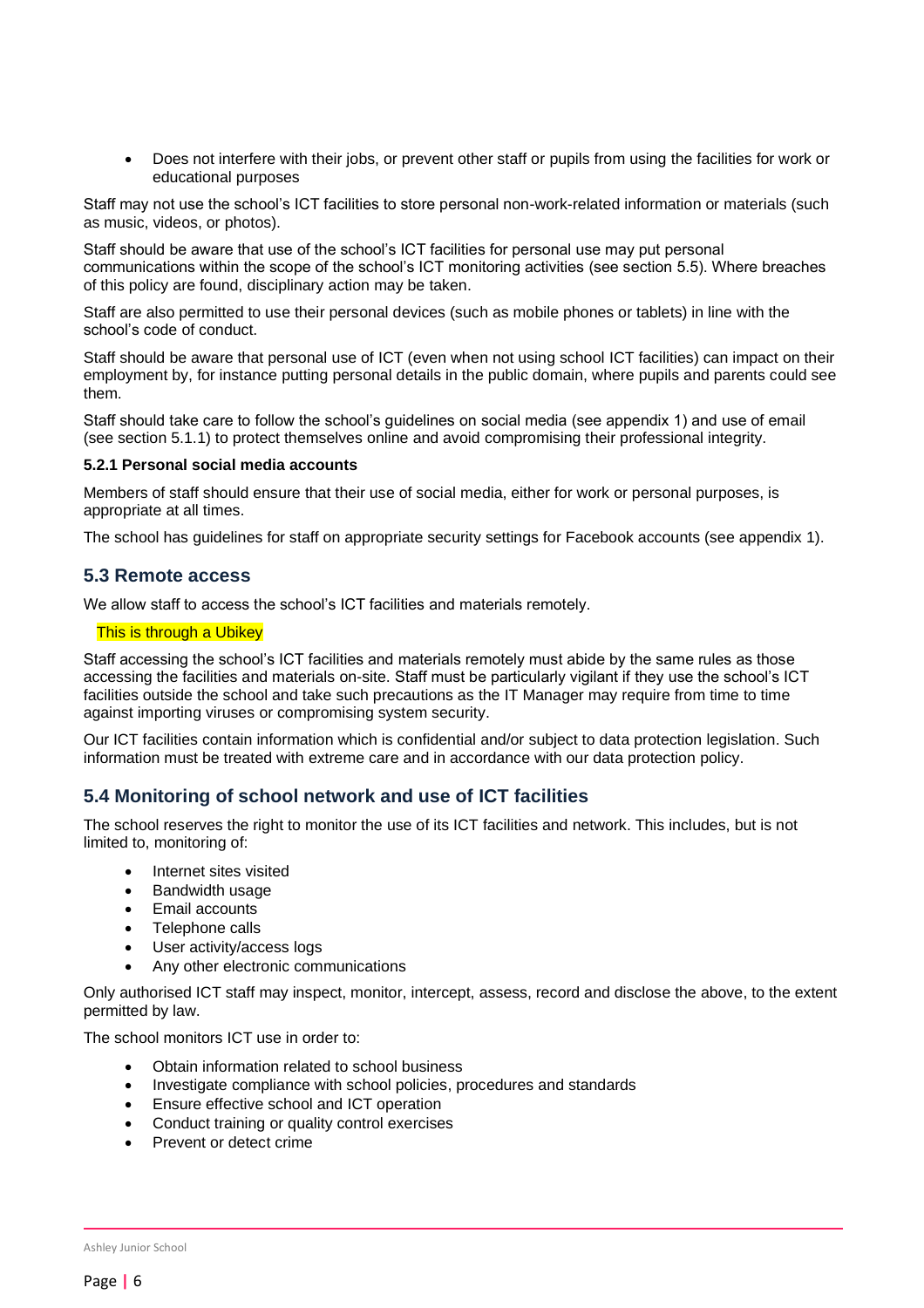- Does not interfere with their jobs, or prevent other staff or pupils from using the facilities for work or educational purposes

Staff may not use the school's ICT facilities to store personal non-work-related information or materials (such as music, videos, or photos).

Staff should be aware that use of the school's ICT facilities for personal use may put personal communications within the scope of the school's ICT monitoring activities (see section 5.5). Where breaches of this policy are found, disciplinary action may be taken.

Staff are also permitted to use their personal devices (such as mobile phones or tablets) in line with the school's code of conduct.

Staff should be aware that personal use of ICT (even when not using school ICT facilities) can impact on their employment by, for instance putting personal details in the public domain, where pupils and parents could see them.

Staff should take care to follow the school's guidelines on social media (see appendix 1) and use of email (see section 5.1.1) to protect themselves online and avoid compromising their professional integrity.

#### 5.2.1 Personal social media accounts

Members of staff should ensure that their use of social media, either for work or personal purposes, is appropriate at all times.

The school has guidelines for staff on appropriate security settings for Facebook accounts (see appendix 1).

### 5.3 Remote access

We allow staff to access the school's ICT facilities and materials remotely.

This is through a Ubikey

Staff accessing the school's ICT facilities and materials remotely must abide by the same rules as those accessing the facilities and materials on-site. Staff must be particularly vigilant if they use the school's ICT facilities outside the school and take such precautions as the IT Manager may require from time to time against importing viruses or compromising system security.

Our ICT facilities contain information which is confidential and/or subject to data protection legislation. Such information must be treated with extreme care and in accordance with our data protection policy.

### 5.4 Monitoring of school network and use of ICT facilities

The school reserves the right to monitor the use of its ICT facilities and network. This includes, but is not limited to, monitoring of:

- Internet sites visited
- Bandwidth usage
- Email accounts
- Telephone calls
- User activity/access logs
- Any other electronic communications

Only authorised ICT staff may inspect, monitor, intercept, assess, record and disclose the above, to the extent permitted by law.

The school monitors ICT use in order to:

- Obtain information related to school business
- Investigate compliance with school policies, procedures and standards
- Ensure effective school and ICT operation
- Conduct training or quality control exercises
- Prevent or detect crime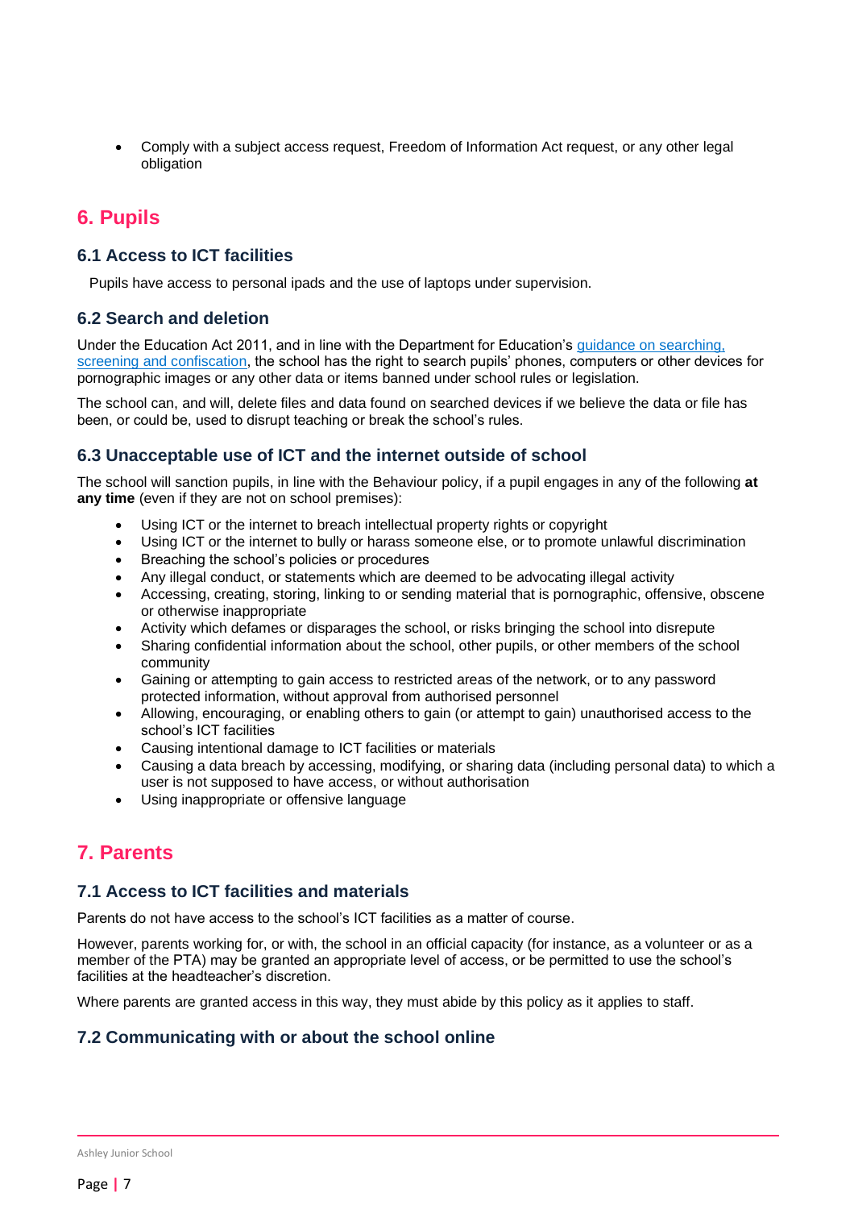- Comply with a subject access request, Freedom of Information Act request, or any other legal obligation

## 6. Pupils

### 6.1 Access to ICT facilities

Pupils have access to personal ipads and the use of laptops under supervision.

### 6.2 Search and deletion

Under the Education Act 2011, and in line with the Department for Education's [guidance on searching, screening and confiscation](), the school has the right to search pupils' phones, computers or other devices for pornographic images or any other data or items banned under school rules or legislation.

The school can, and will, delete files and data found on searched devices if we believe the data or file has been, or could be, used to disrupt teaching or break the school's rules.

### 6.3 Unacceptable use of ICT and the internet outside of school

The school will sanction pupils, in line with the Behaviour policy, if a pupil engages in any of the following **at any time** (even if they are not on school premises):

- Using ICT or the internet to breach intellectual property rights or copyright
- Using ICT or the internet to bully or harass someone else, or to promote unlawful discrimination
- Breaching the school's policies or procedures
- Any illegal conduct, or statements which are deemed to be advocating illegal activity
- Accessing, creating, storing, linking to or sending material that is pornographic, offensive, obscene or otherwise inappropriate
- Activity which defames or disparages the school, or risks bringing the school into disrepute
- Sharing confidential information about the school, other pupils, or other members of the school community
- Gaining or attempting to gain access to restricted areas of the network, or to any password protected information, without approval from authorised personnel
- Allowing, encouraging, or enabling others to gain (or attempt to gain) unauthorised access to the school's ICT facilities
- Causing intentional damage to ICT facilities or materials
- Causing a data breach by accessing, modifying, or sharing data (including personal data) to which a user is not supposed to have access, or without authorisation
- Using inappropriate or offensive language

## 7. Parents

### 7.1 Access to ICT facilities and materials

Parents do not have access to the school's ICT facilities as a matter of course.

However, parents working for, or with, the school in an official capacity (for instance, as a volunteer or as a member of the PTA) may be granted an appropriate level of access, or be permitted to use the school's facilities at the headteacher's discretion.

Where parents are granted access in this way, they must abide by this policy as it applies to staff.

### 7.2 Communicating with or about the school online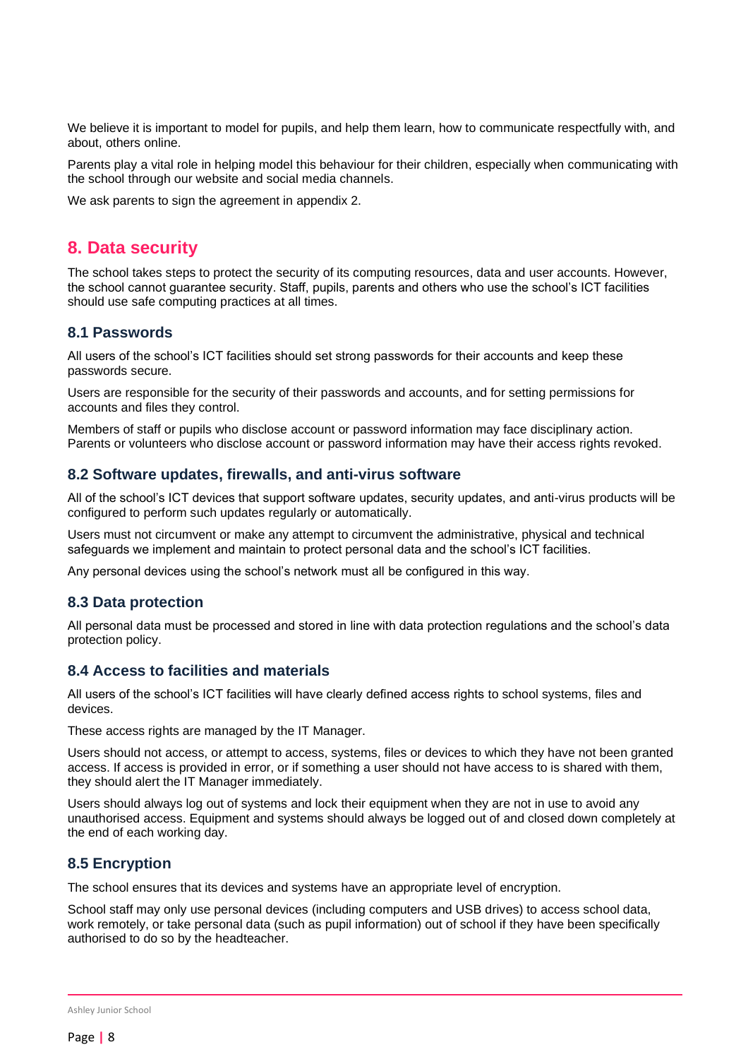We believe it is important to model for pupils, and help them learn, how to communicate respectfully with, and about, others online.

Parents play a vital role in helping model this behaviour for their children, especially when communicating with the school through our website and social media channels.

We ask parents to sign the agreement in appendix 2.

## 8. Data security

The school takes steps to protect the security of its computing resources, data and user accounts. However, the school cannot guarantee security. Staff, pupils, parents and others who use the school's ICT facilities should use safe computing practices at all times.

### 8.1 Passwords

All users of the school's ICT facilities should set strong passwords for their accounts and keep these passwords secure.

Users are responsible for the security of their passwords and accounts, and for setting permissions for accounts and files they control.

Members of staff or pupils who disclose account or password information may face disciplinary action. Parents or volunteers who disclose account or password information may have their access rights revoked.

### 8.2 Software updates, firewalls, and anti-virus software

All of the school's ICT devices that support software updates, security updates, and anti-virus products will be configured to perform such updates regularly or automatically.

Users must not circumvent or make any attempt to circumvent the administrative, physical and technical safeguards we implement and maintain to protect personal data and the school's ICT facilities.

Any personal devices using the school's network must all be configured in this way.

### 8.3 Data protection

All personal data must be processed and stored in line with data protection regulations and the school's data protection policy.

### 8.4 Access to facilities and materials

All users of the school's ICT facilities will have clearly defined access rights to school systems, files and devices.

These access rights are managed by the IT Manager.

Users should not access, or attempt to access, systems, files or devices to which they have not been granted access. If access is provided in error, or if something a user should not have access to is shared with them, they should alert the IT Manager immediately.

Users should always log out of systems and lock their equipment when they are not in use to avoid any unauthorised access. Equipment and systems should always be logged out of and closed down completely at the end of each working day.

### 8.5 Encryption

The school ensures that its devices and systems have an appropriate level of encryption.

School staff may only use personal devices (including computers and USB drives) to access school data, work remotely, or take personal data (such as pupil information) out of school if they have been specifically authorised to do so by the headteacher.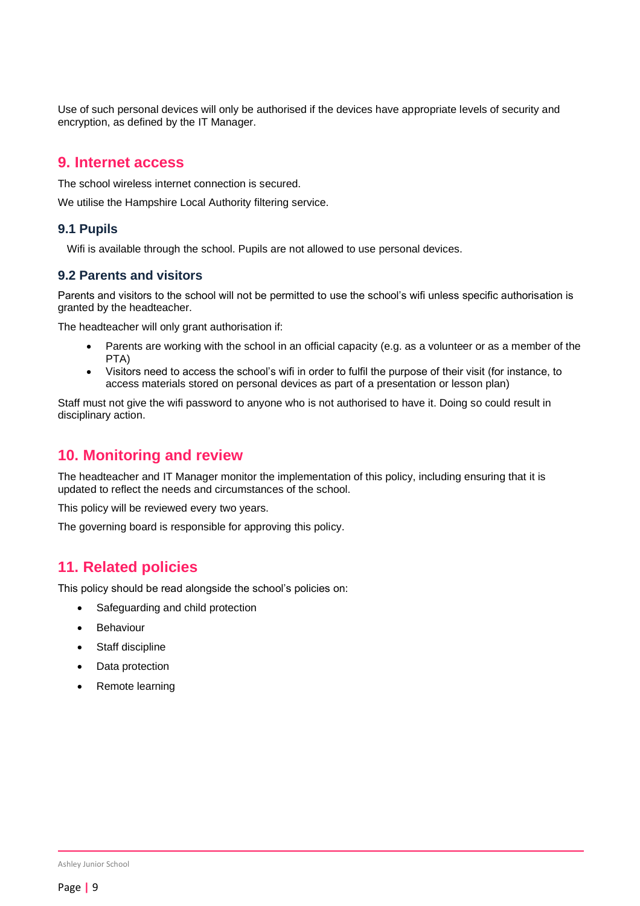Use of such personal devices will only be authorised if the devices have appropriate levels of security and encryption, as defined by the IT Manager.

## 9. Internet access

The school wireless internet connection is secured.

We utilise the Hampshire Local Authority filtering service.

### 9.1 Pupils

Wifi is available through the school. Pupils are not allowed to use personal devices.

### 9.2 Parents and visitors

Parents and visitors to the school will not be permitted to use the school's wifi unless specific authorisation is granted by the headteacher.

The headteacher will only grant authorisation if:

- Parents are working with the school in an official capacity (e.g. as a volunteer or as a member of the PTA)
- Visitors need to access the school's wifi in order to fulfil the purpose of their visit (for instance, to access materials stored on personal devices as part of a presentation or lesson plan)

Staff must not give the wifi password to anyone who is not authorised to have it. Doing so could result in disciplinary action.

## 10. Monitoring and review

The headteacher and IT Manager monitor the implementation of this policy, including ensuring that it is updated to reflect the needs and circumstances of the school.

This policy will be reviewed every two years.

The governing board is responsible for approving this policy.

## 11. Related policies

This policy should be read alongside the school's policies on:

- Safeguarding and child protection
- Behaviour
- Staff discipline
- Data protection
- Remote learning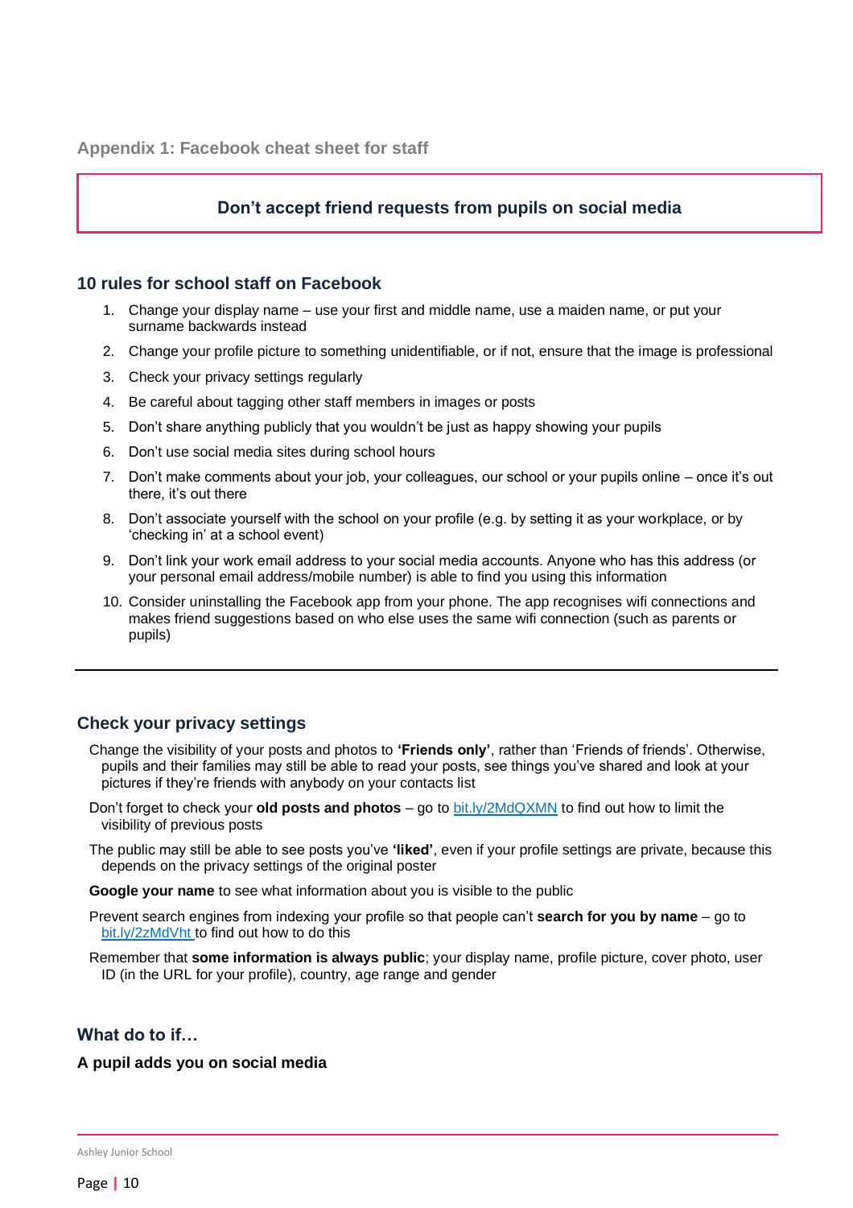## Appendix 1: Facebook cheat sheet for staff

**Don't accept friend requests from pupils on social media**

### 10 rules for school staff on Facebook

1. Change your display name – use your first and middle name, use a maiden name, or put your surname backwards instead
2. Change your profile picture to something unidentifiable, or if not, ensure that the image is professional
3. Check your privacy settings regularly
4. Be careful about tagging other staff members in images or posts
5. Don't share anything publicly that you wouldn't be just as happy showing your pupils
6. Don't use social media sites during school hours
7. Don't make comments about your job, your colleagues, our school or your pupils online – once it's out there, it's out there
8. Don't associate yourself with the school on your profile (e.g. by setting it as your workplace, or by 'checking in' at a school event)
9. Don't link your work email address to your social media accounts. Anyone who has this address (or your personal email address/mobile number) is able to find you using this information
10. Consider uninstalling the Facebook app from your phone. The app recognises wifi connections and makes friend suggestions based on who else uses the same wifi connection (such as parents or pupils)

---

### Check your privacy settings

Change the visibility of your posts and photos to **'Friends only'**, rather than 'Friends of friends'. Otherwise, pupils and their families may still be able to read your posts, see things you've shared and look at your pictures if they're friends with anybody on your contacts list

Don't forget to check your **old posts and photos** – go to bit.ly/2MdQXMN to find out how to limit the visibility of previous posts

The public may still be able to see posts you've **'liked'**, even if your profile settings are private, because this depends on the privacy settings of the original poster

**Google your name** to see what information about you is visible to the public

Prevent search engines from indexing your profile so that people can't **search for you by name** – go to bit.ly/2zMdVht to find out how to do this

Remember that **some information is always public**; your display name, profile picture, cover photo, user ID (in the URL for your profile), country, age range and gender

### What do to if…

**A pupil adds you on social media**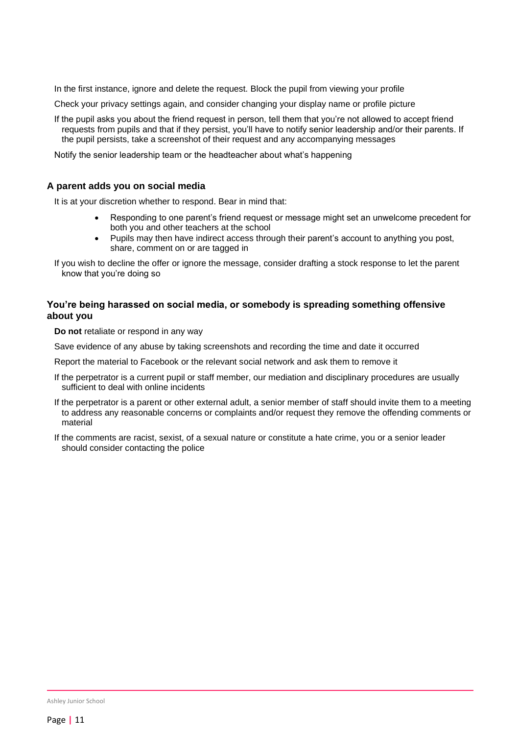In the first instance, ignore and delete the request. Block the pupil from viewing your profile

Check your privacy settings again, and consider changing your display name or profile picture

If the pupil asks you about the friend request in person, tell them that you're not allowed to accept friend requests from pupils and that if they persist, you'll have to notify senior leadership and/or their parents. If the pupil persists, take a screenshot of their request and any accompanying messages

Notify the senior leadership team or the headteacher about what's happening

### A parent adds you on social media

It is at your discretion whether to respond. Bear in mind that:

- Responding to one parent's friend request or message might set an unwelcome precedent for both you and other teachers at the school
- Pupils may then have indirect access through their parent's account to anything you post, share, comment on or are tagged in

If you wish to decline the offer or ignore the message, consider drafting a stock response to let the parent know that you're doing so

### You're being harassed on social media, or somebody is spreading something offensive about you

**Do not** retaliate or respond in any way

Save evidence of any abuse by taking screenshots and recording the time and date it occurred

Report the material to Facebook or the relevant social network and ask them to remove it

If the perpetrator is a current pupil or staff member, our mediation and disciplinary procedures are usually sufficient to deal with online incidents

If the perpetrator is a parent or other external adult, a senior member of staff should invite them to a meeting to address any reasonable concerns or complaints and/or request they remove the offending comments or material

If the comments are racist, sexist, of a sexual nature or constitute a hate crime, you or a senior leader should consider contacting the police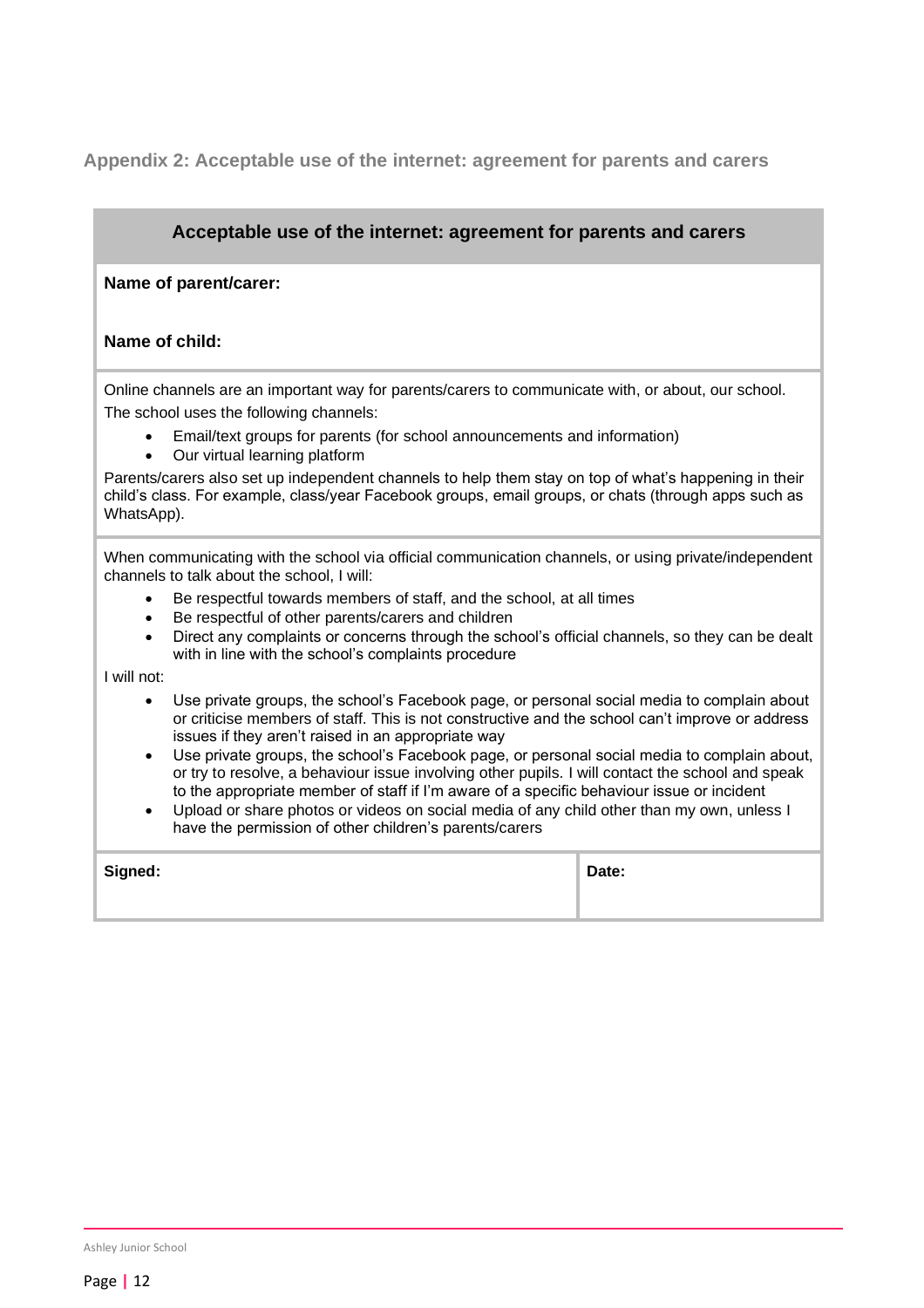## Appendix 2: Acceptable use of the internet: agreement for parents and carers

### Acceptable use of the internet: agreement for parents and carers

**Name of parent/carer:**

**Name of child:**

Online channels are an important way for parents/carers to communicate with, or about, our school. The school uses the following channels:

- Email/text groups for parents (for school announcements and information)
- Our virtual learning platform

Parents/carers also set up independent channels to help them stay on top of what's happening in their child's class. For example, class/year Facebook groups, email groups, or chats (through apps such as WhatsApp).

When communicating with the school via official communication channels, or using private/independent channels to talk about the school, I will:

- Be respectful towards members of staff, and the school, at all times
- Be respectful of other parents/carers and children
- Direct any complaints or concerns through the school's official channels, so they can be dealt with in line with the school's complaints procedure

I will not:

- Use private groups, the school's Facebook page, or personal social media to complain about or criticise members of staff. This is not constructive and the school can't improve or address issues if they aren't raised in an appropriate way
- Use private groups, the school's Facebook page, or personal social media to complain about, or try to resolve, a behaviour issue involving other pupils. I will contact the school and speak to the appropriate member of staff if I'm aware of a specific behaviour issue or incident
- Upload or share photos or videos on social media of any child other than my own, unless I have the permission of other children's parents/carers

| **Signed:** | **Date:** |
| --- | --- |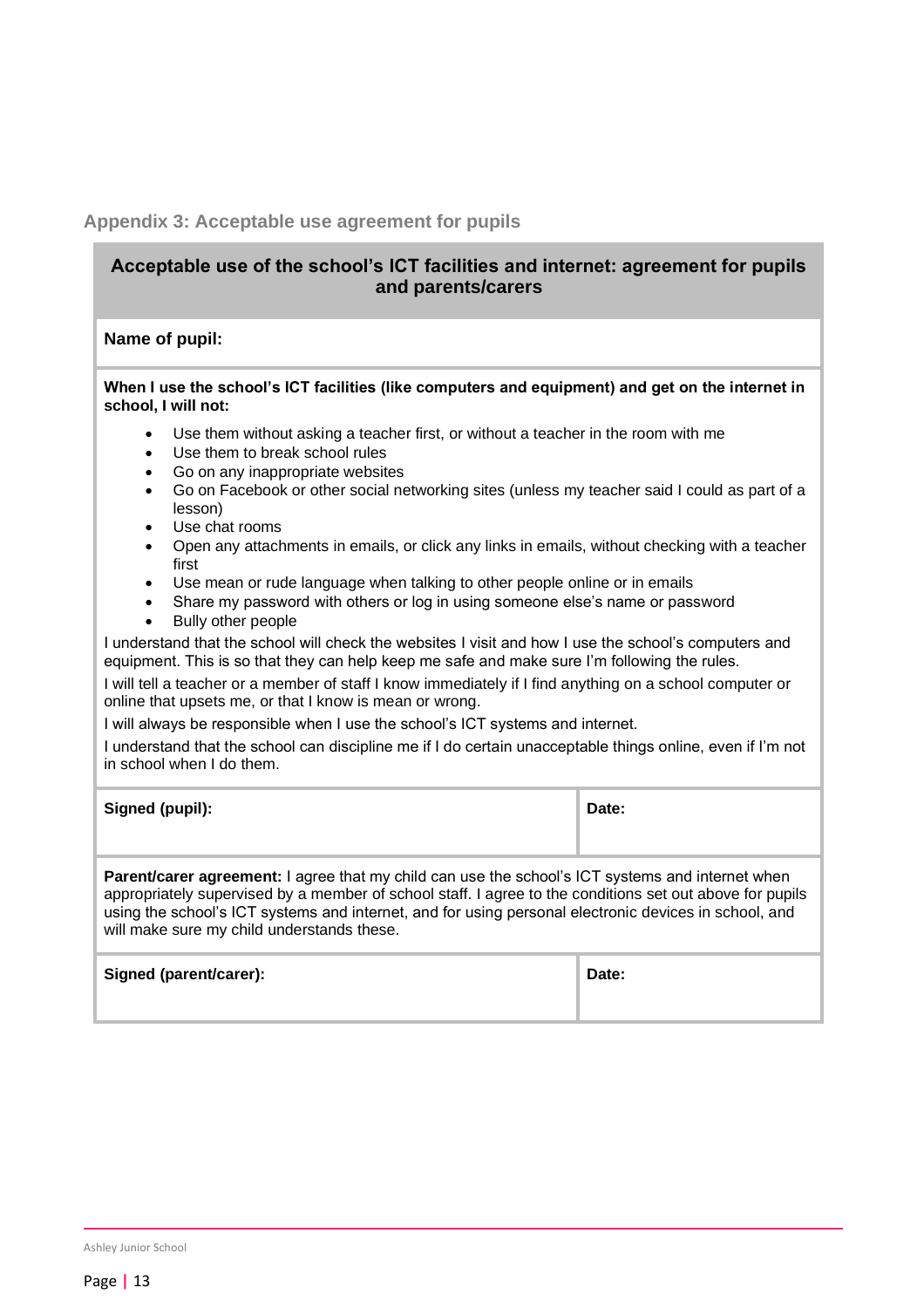## Appendix 3: Acceptable use agreement for pupils

**Acceptable use of the school's ICT facilities and internet: agreement for pupils and parents/carers**

**Name of pupil:**

**When I use the school's ICT facilities (like computers and equipment) and get on the internet in school, I will not:**

- Use them without asking a teacher first, or without a teacher in the room with me
- Use them to break school rules
- Go on any inappropriate websites
- Go on Facebook or other social networking sites (unless my teacher said I could as part of a lesson)
- Use chat rooms
- Open any attachments in emails, or click any links in emails, without checking with a teacher first
- Use mean or rude language when talking to other people online or in emails
- Share my password with others or log in using someone else's name or password
- Bully other people

I understand that the school will check the websites I visit and how I use the school's computers and equipment. This is so that they can help keep me safe and make sure I'm following the rules.

I will tell a teacher or a member of staff I know immediately if I find anything on a school computer or online that upsets me, or that I know is mean or wrong.

I will always be responsible when I use the school's ICT systems and internet.

I understand that the school can discipline me if I do certain unacceptable things online, even if I'm not in school when I do them.

| Signed (pupil): | Date: |
| --- | --- |

**Parent/carer agreement:** I agree that my child can use the school's ICT systems and internet when appropriately supervised by a member of school staff. I agree to the conditions set out above for pupils using the school's ICT systems and internet, and for using personal electronic devices in school, and will make sure my child understands these.

| Signed (parent/carer): | Date: |
| --- | --- |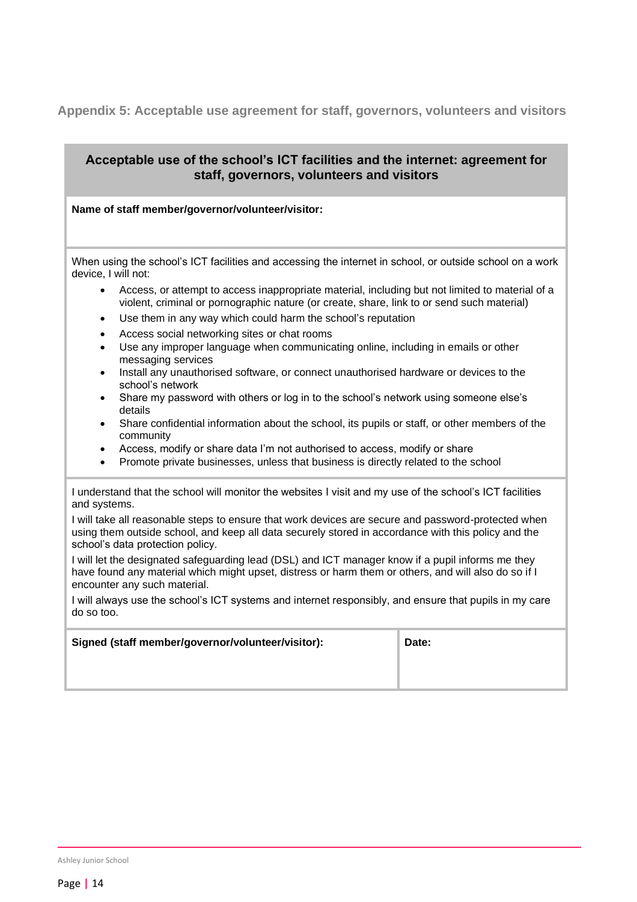## Appendix 5: Acceptable use agreement for staff, governors, volunteers and visitors

### Acceptable use of the school's ICT facilities and the internet: agreement for staff, governors, volunteers and visitors

**Name of staff member/governor/volunteer/visitor:**

When using the school's ICT facilities and accessing the internet in school, or outside school on a work device, I will not:

- Access, or attempt to access inappropriate material, including but not limited to material of a violent, criminal or pornographic nature (or create, share, link to or send such material)
- Use them in any way which could harm the school's reputation
- Access social networking sites or chat rooms
- Use any improper language when communicating online, including in emails or other messaging services
- Install any unauthorised software, or connect unauthorised hardware or devices to the school's network
- Share my password with others or log in to the school's network using someone else's details
- Share confidential information about the school, its pupils or staff, or other members of the community
- Access, modify or share data I'm not authorised to access, modify or share
- Promote private businesses, unless that business is directly related to the school

I understand that the school will monitor the websites I visit and my use of the school's ICT facilities and systems.

I will take all reasonable steps to ensure that work devices are secure and password-protected when using them outside school, and keep all data securely stored in accordance with this policy and the school's data protection policy.

I will let the designated safeguarding lead (DSL) and ICT manager know if a pupil informs me they have found any material which might upset, distress or harm them or others, and will also do so if I encounter any such material.

I will always use the school's ICT systems and internet responsibly, and ensure that pupils in my care do so too.

| **Signed (staff member/governor/volunteer/visitor):** | **Date:** |
| --- | --- |
| | |